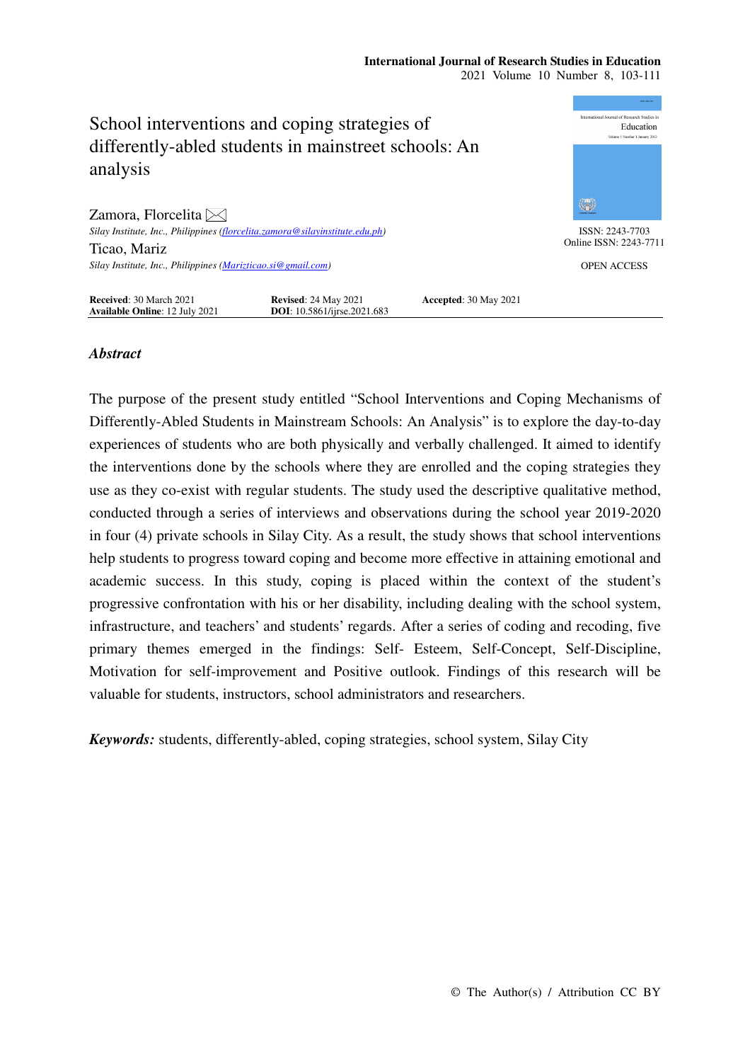# School interventions and coping strategies of differently-abled students in mainstreet schools: An analysis

Zamora, Florcelita ✉
*Silay Institute, Inc., Philippines (florcelita.zamora@silayinstitute.edu.ph)*

Ticao, Mariz
*Silay Institute, Inc., Philippines (Marizticao.si@gmail.com)*

ISSN: 2243-7703
Online ISSN: 2243-7711

OPEN ACCESS

**Received**: 30 March 2021 **Revised**: 24 May 2021 **Accepted**: 30 May 2021
**Available Online**: 12 July 2021 **DOI**: 10.5861/ijrse.2021.683

## *Abstract*

The purpose of the present study entitled "School Interventions and Coping Mechanisms of Differently-Abled Students in Mainstream Schools: An Analysis" is to explore the day-to-day experiences of students who are both physically and verbally challenged. It aimed to identify the interventions done by the schools where they are enrolled and the coping strategies they use as they co-exist with regular students. The study used the descriptive qualitative method, conducted through a series of interviews and observations during the school year 2019-2020 in four (4) private schools in Silay City. As a result, the study shows that school interventions help students to progress toward coping and become more effective in attaining emotional and academic success. In this study, coping is placed within the context of the student's progressive confrontation with his or her disability, including dealing with the school system, infrastructure, and teachers' and students' regards. After a series of coding and recoding, five primary themes emerged in the findings: Self- Esteem, Self-Concept, Self-Discipline, Motivation for self-improvement and Positive outlook. Findings of this research will be valuable for students, instructors, school administrators and researchers.

***Keywords:*** students, differently-abled, coping strategies, school system, Silay City

© The Author(s) / Attribution CC BY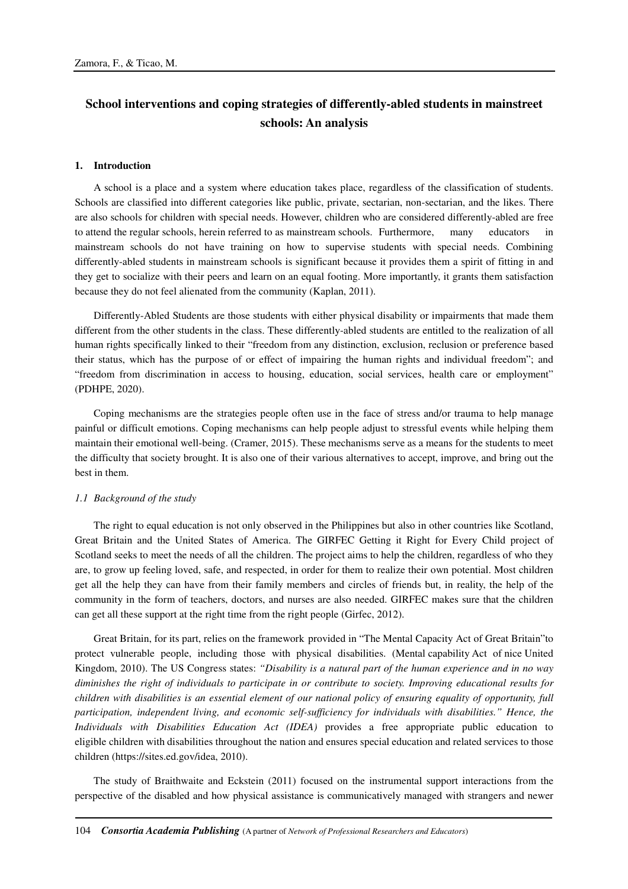# School interventions and coping strategies of differently-abled students in mainstreet schools: An analysis

## 1. Introduction

A school is a place and a system where education takes place, regardless of the classification of students. Schools are classified into different categories like public, private, sectarian, non-sectarian, and the likes. There are also schools for children with special needs. However, children who are considered differently-abled are free to attend the regular schools, herein referred to as mainstream schools. Furthermore, many educators in mainstream schools do not have training on how to supervise students with special needs. Combining differently-abled students in mainstream schools is significant because it provides them a spirit of fitting in and they get to socialize with their peers and learn on an equal footing. More importantly, it grants them satisfaction because they do not feel alienated from the community (Kaplan, 2011).

Differently-Abled Students are those students with either physical disability or impairments that made them different from the other students in the class. These differently-abled students are entitled to the realization of all human rights specifically linked to their "freedom from any distinction, exclusion, reclusion or preference based their status, which has the purpose of or effect of impairing the human rights and individual freedom"; and "freedom from discrimination in access to housing, education, social services, health care or employment" (PDHPE, 2020).

Coping mechanisms are the strategies people often use in the face of stress and/or trauma to help manage painful or difficult emotions. Coping mechanisms can help people adjust to stressful events while helping them maintain their emotional well-being. (Cramer, 2015). These mechanisms serve as a means for the students to meet the difficulty that society brought. It is also one of their various alternatives to accept, improve, and bring out the best in them.

### *1.1 Background of the study*

The right to equal education is not only observed in the Philippines but also in other countries like Scotland, Great Britain and the United States of America. The GIRFEC Getting it Right for Every Child project of Scotland seeks to meet the needs of all the children. The project aims to help the children, regardless of who they are, to grow up feeling loved, safe, and respected, in order for them to realize their own potential. Most children get all the help they can have from their family members and circles of friends but, in reality, the help of the community in the form of teachers, doctors, and nurses are also needed. GIRFEC makes sure that the children can get all these support at the right time from the right people (Girfec, 2012).

Great Britain, for its part, relies on the framework provided in "The Mental Capacity Act of Great Britain"to protect vulnerable people, including those with physical disabilities. (Mental capability Act of nice United Kingdom, 2010). The US Congress states: *"Disability is a natural part of the human experience and in no way diminishes the right of individuals to participate in or contribute to society. Improving educational results for children with disabilities is an essential element of our national policy of ensuring equality of opportunity, full participation, independent living, and economic self-sufficiency for individuals with disabilities." Hence, the Individuals with Disabilities Education Act (IDEA)* provides a free appropriate public education to eligible children with disabilities throughout the nation and ensures special education and related services to those children (https://sites.ed.gov/idea, 2010).

The study of Braithwaite and Eckstein (2011) focused on the instrumental support interactions from the perspective of the disabled and how physical assistance is communicatively managed with strangers and newer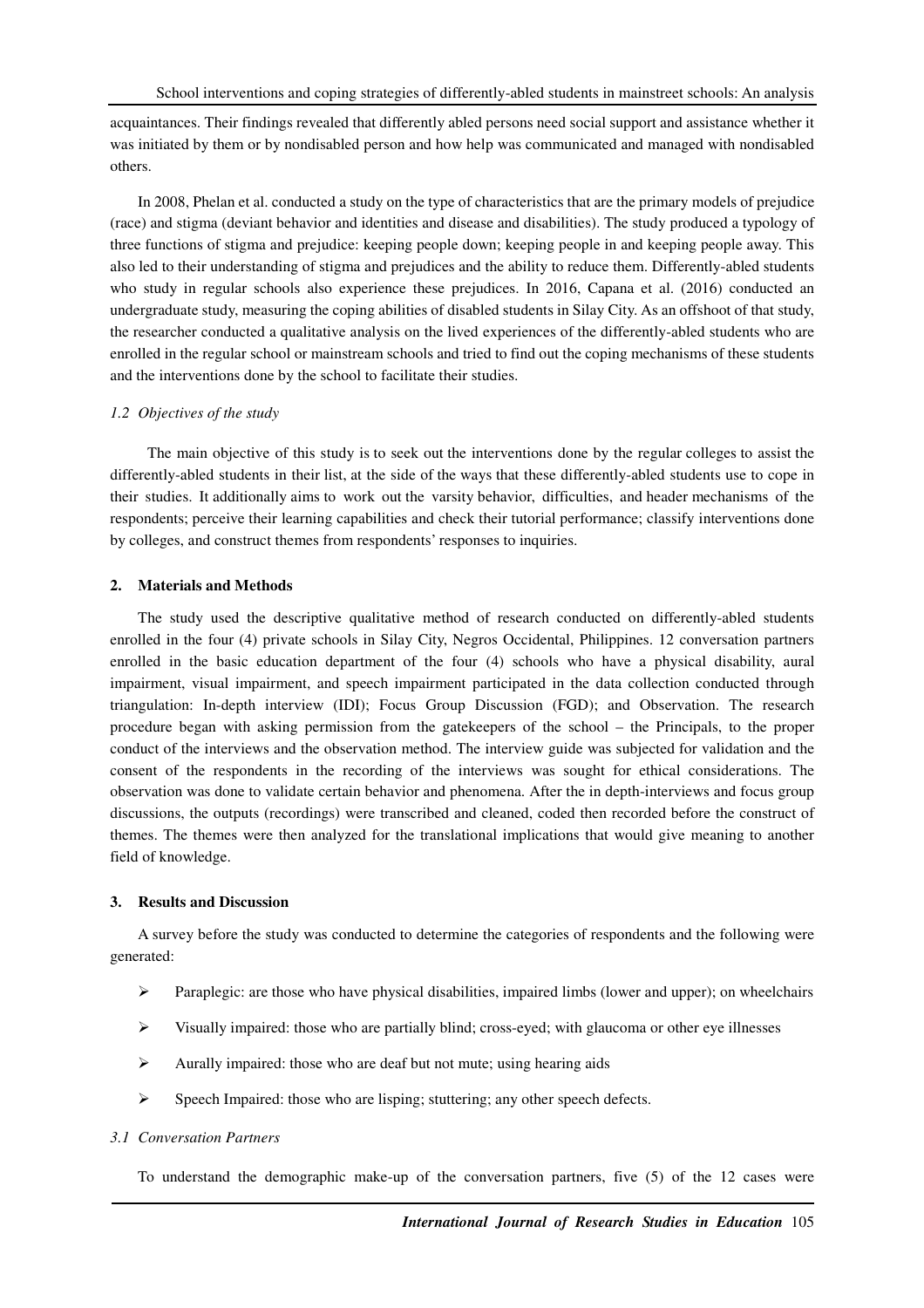acquaintances. Their findings revealed that differently abled persons need social support and assistance whether it was initiated by them or by nondisabled person and how help was communicated and managed with nondisabled others.

In 2008, Phelan et al. conducted a study on the type of characteristics that are the primary models of prejudice (race) and stigma (deviant behavior and identities and disease and disabilities). The study produced a typology of three functions of stigma and prejudice: keeping people down; keeping people in and keeping people away. This also led to their understanding of stigma and prejudices and the ability to reduce them. Differently-abled students who study in regular schools also experience these prejudices. In 2016, Capana et al. (2016) conducted an undergraduate study, measuring the coping abilities of disabled students in Silay City. As an offshoot of that study, the researcher conducted a qualitative analysis on the lived experiences of the differently-abled students who are enrolled in the regular school or mainstream schools and tried to find out the coping mechanisms of these students and the interventions done by the school to facilitate their studies.

### *1.2 Objectives of the study*

The main objective of this study is to seek out the interventions done by the regular colleges to assist the differently-abled students in their list, at the side of the ways that these differently-abled students use to cope in their studies. It additionally aims to work out the varsity behavior, difficulties, and header mechanisms of the respondents; perceive their learning capabilities and check their tutorial performance; classify interventions done by colleges, and construct themes from respondents' responses to inquiries.

## 2. Materials and Methods

The study used the descriptive qualitative method of research conducted on differently-abled students enrolled in the four (4) private schools in Silay City, Negros Occidental, Philippines. 12 conversation partners enrolled in the basic education department of the four (4) schools who have a physical disability, aural impairment, visual impairment, and speech impairment participated in the data collection conducted through triangulation: In-depth interview (IDI); Focus Group Discussion (FGD); and Observation. The research procedure began with asking permission from the gatekeepers of the school – the Principals, to the proper conduct of the interviews and the observation method. The interview guide was subjected for validation and the consent of the respondents in the recording of the interviews was sought for ethical considerations. The observation was done to validate certain behavior and phenomena. After the in depth-interviews and focus group discussions, the outputs (recordings) were transcribed and cleaned, coded then recorded before the construct of themes. The themes were then analyzed for the translational implications that would give meaning to another field of knowledge.

## 3. Results and Discussion

A survey before the study was conducted to determine the categories of respondents and the following were generated:

- Paraplegic: are those who have physical disabilities, impaired limbs (lower and upper); on wheelchairs
- Visually impaired: those who are partially blind; cross-eyed; with glaucoma or other eye illnesses
- Aurally impaired: those who are deaf but not mute; using hearing aids
- Speech Impaired: those who are lisping; stuttering; any other speech defects.

### *3.1 Conversation Partners*

To understand the demographic make-up of the conversation partners, five (5) of the 12 cases were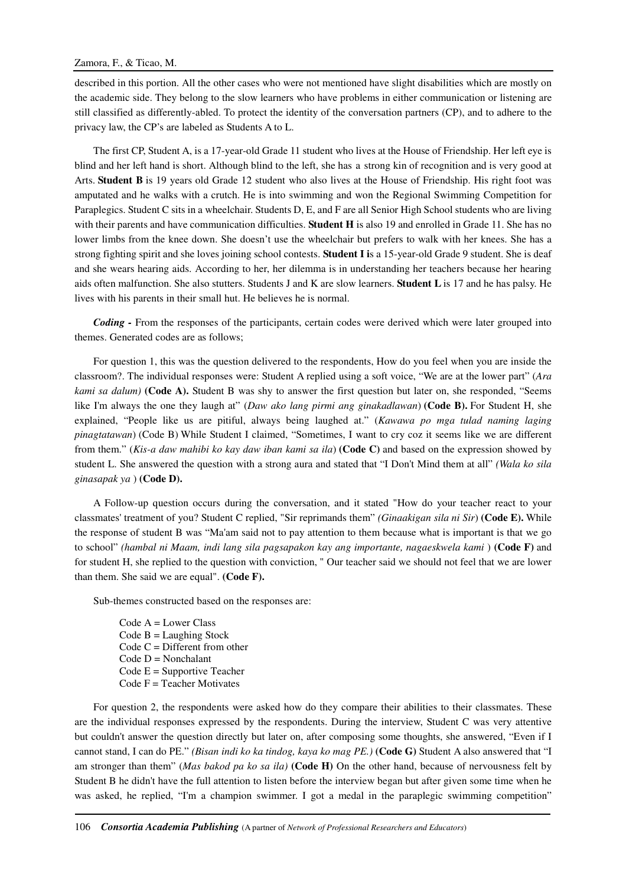described in this portion. All the other cases who were not mentioned have slight disabilities which are mostly on the academic side. They belong to the slow learners who have problems in either communication or listening are still classified as differently-abled. To protect the identity of the conversation partners (CP), and to adhere to the privacy law, the CP's are labeled as Students A to L.

The first CP, Student A, is a 17-year-old Grade 11 student who lives at the House of Friendship. Her left eye is blind and her left hand is short. Although blind to the left, she has a strong kin of recognition and is very good at Arts. **Student B** is 19 years old Grade 12 student who also lives at the House of Friendship. His right foot was amputated and he walks with a crutch. He is into swimming and won the Regional Swimming Competition for Paraplegics. Student C sits in a wheelchair. Students D, E, and F are all Senior High School students who are living with their parents and have communication difficulties. **Student H** is also 19 and enrolled in Grade 11. She has no lower limbs from the knee down. She doesn't use the wheelchair but prefers to walk with her knees. She has a strong fighting spirit and she loves joining school contests. **Student I i**s a 15-year-old Grade 9 student. She is deaf and she wears hearing aids. According to her, her dilemma is in understanding her teachers because her hearing aids often malfunction. She also stutters. Students J and K are slow learners. **Student L** is 17 and he has palsy. He lives with his parents in their small hut. He believes he is normal.

***Coding -*** From the responses of the participants, certain codes were derived which were later grouped into themes. Generated codes are as follows;

For question 1, this was the question delivered to the respondents, How do you feel when you are inside the classroom?. The individual responses were: Student A replied using a soft voice, "We are at the lower part" (*Ara kami sa dalum)* **(Code A).** Student B was shy to answer the first question but later on, she responded, "Seems like I'm always the one they laugh at" (*Daw ako lang pirmi ang ginakadlawan*) **(Code B).** For Student H, she explained, "People like us are pitiful, always being laughed at." (*Kawawa po mga tulad naming laging pinagtatawan*) (Code B) While Student I claimed, "Sometimes, I want to cry coz it seems like we are different from them." (*Kis-a daw mahibi ko kay daw iban kami sa ila*) **(Code C)** and based on the expression showed by student L. She answered the question with a strong aura and stated that "I Don't Mind them at all" *(Wala ko sila ginasapak ya )* **(Code D).**

A Follow-up question occurs during the conversation, and it stated "How do your teacher react to your classmates' treatment of you? Student C replied, "Sir reprimands them" *(Ginaakigan sila ni Sir*) **(Code E).** While the response of student B was "Ma'am said not to pay attention to them because what is important is that we go to school" *(hambal ni Maam, indi lang sila pagsapakon kay ang importante, nagaeskwela kami* ) **(Code F)** and for student H, she replied to the question with conviction, " Our teacher said we should not feel that we are lower than them. She said we are equal". **(Code F).**

Sub-themes constructed based on the responses are:

Code A = Lower Class
Code B = Laughing Stock
Code C = Different from other
Code D = Nonchalant
Code E = Supportive Teacher
Code F = Teacher Motivates

For question 2, the respondents were asked how do they compare their abilities to their classmates. These are the individual responses expressed by the respondents. During the interview, Student C was very attentive but couldn't answer the question directly but later on, after composing some thoughts, she answered, "Even if I cannot stand, I can do PE." *(Bisan indi ko ka tindog, kaya ko mag PE.)* **(Code G)** Student A also answered that "I am stronger than them" (*Mas bakod pa ko sa ila)* **(Code H)** On the other hand, because of nervousness felt by Student B he didn't have the full attention to listen before the interview began but after given some time when he was asked, he replied, "I'm a champion swimmer. I got a medal in the paraplegic swimming competition"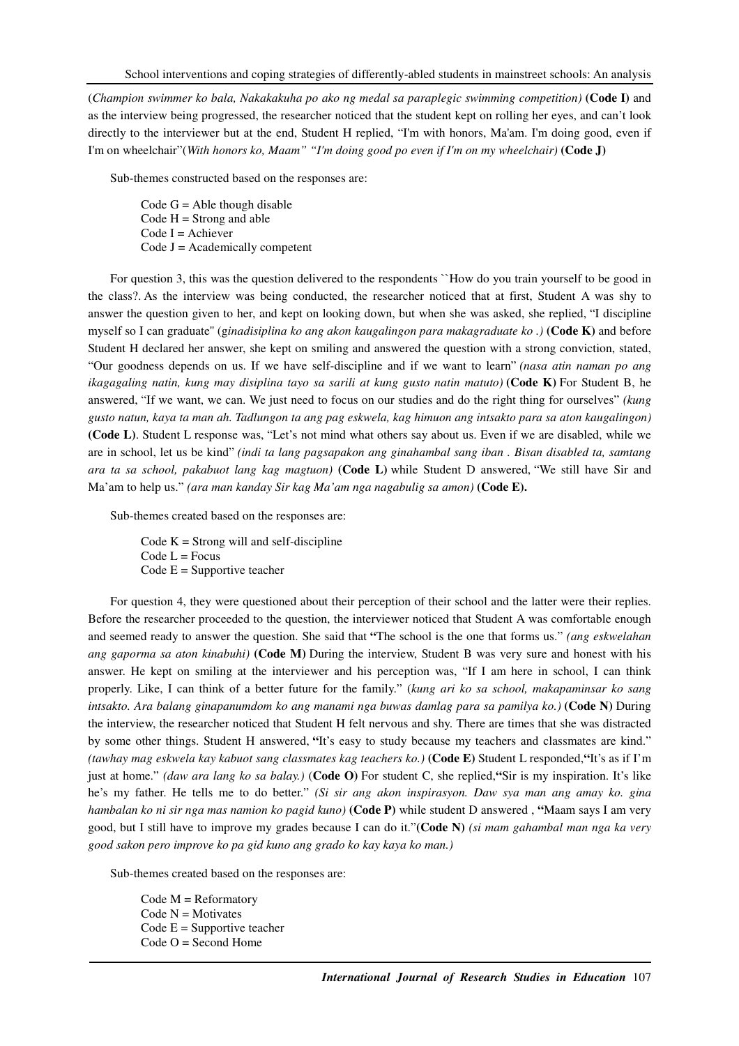(*Champion swimmer ko bala, Nakakakuha po ako ng medal sa paraplegic swimming competition)* **(Code I)** and as the interview being progressed, the researcher noticed that the student kept on rolling her eyes, and can't look directly to the interviewer but at the end, Student H replied, "I'm with honors, Ma'am. I'm doing good, even if I'm on wheelchair"(*With honors ko, Maam" "I'm doing good po even if I'm on my wheelchair)* **(Code J)**

Sub-themes constructed based on the responses are:

Code G = Able though disable
Code H = Strong and able
Code I = Achiever
Code J = Academically competent

For question 3, this was the question delivered to the respondents ``How do you train yourself to be good in the class?. As the interview was being conducted, the researcher noticed that at first, Student A was shy to answer the question given to her, and kept on looking down, but when she was asked, she replied, "I discipline myself so I can graduate" (*ginadisiplina ko ang akon kaugalingon para makagraduate ko .)* **(Code K)** and before Student H declared her answer, she kept on smiling and answered the question with a strong conviction, stated, "Our goodness depends on us. If we have self-discipline and if we want to learn" *(nasa atin naman po ang ikagagaling natin, kung may disiplina tayo sa sarili at kung gusto natin matuto)* **(Code K)** For Student B, he answered, "If we want, we can. We just need to focus on our studies and do the right thing for ourselves" *(kung gusto natun, kaya ta man ah. Tadlungon ta ang pag eskwela, kag himuon ang intsakto para sa aton kaugalingon)* **(Code L)**. Student L response was, "Let's not mind what others say about us. Even if we are disabled, while we are in school, let us be kind" *(indi ta lang pagsapakon ang ginahambal sang iban . Bisan disabled ta, samtang ara ta sa school, pakabuot lang kag magtuon)* **(Code L)** while Student D answered, "We still have Sir and Ma'am to help us." *(ara man kanday Sir kag Ma'am nga nagabulig sa amon)* **(Code E).**

Sub-themes created based on the responses are:

Code K = Strong will and self-discipline
Code L = Focus
Code E = Supportive teacher

For question 4, they were questioned about their perception of their school and the latter were their replies. Before the researcher proceeded to the question, the interviewer noticed that Student A was comfortable enough and seemed ready to answer the question. She said that **"**The school is the one that forms us." *(ang eskwelahan ang gaporma sa aton kinabuhi)* **(Code M)** During the interview, Student B was very sure and honest with his answer. He kept on smiling at the interviewer and his perception was, "If I am here in school, I can think properly. Like, I can think of a better future for the family." (*kung ari ko sa school, makapaminsar ko sang intsakto. Ara balang ginapanumdom ko ang manami nga buwas damlag para sa pamilya ko.)* **(Code N)** During the interview, the researcher noticed that Student H felt nervous and shy. There are times that she was distracted by some other things. Student H answered, **"**It's easy to study because my teachers and classmates are kind." *(tawhay mag eskwela kay kabuot sang classmates kag teachers ko.)* **(Code E)** Student L responded,**"**It's as if I'm just at home." *(daw ara lang ko sa balay.)* (**Code O)** For student C, she replied,**"**Sir is my inspiration. It's like he's my father. He tells me to do better." *(Si sir ang akon inspirasyon. Daw sya man ang amay ko. gina hambalan ko ni sir nga mas namion ko pagid kuno)* **(Code P)** while student D answered , **"**Maam says I am very good, but I still have to improve my grades because I can do it."**(Code N)** *(si mam gahambal man nga ka very good sakon pero improve ko pa gid kuno ang grado ko kay kaya ko man.)*

Sub-themes created based on the responses are:

Code M = Reformatory
Code N = Motivates
Code E = Supportive teacher
Code O = Second Home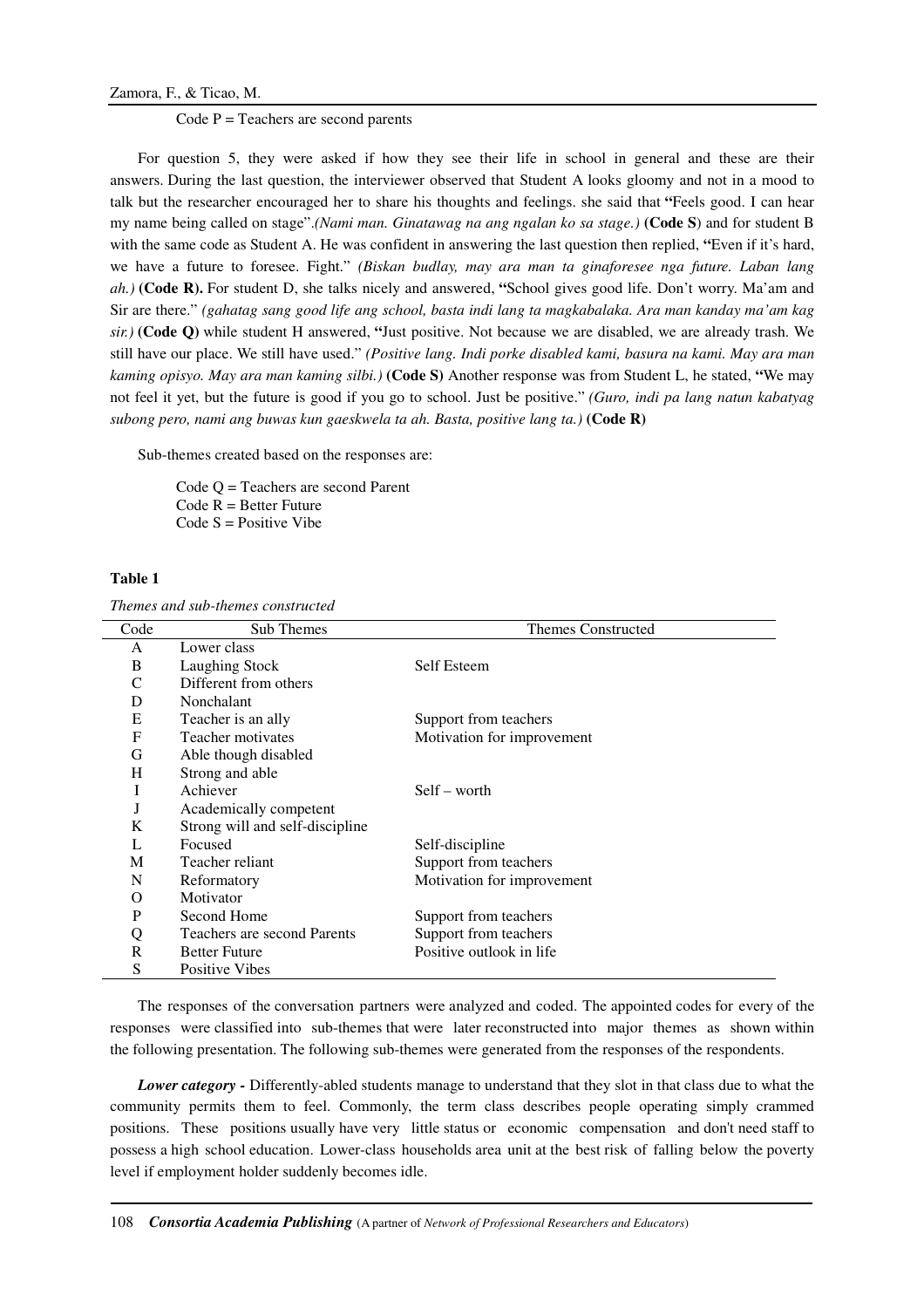Code P = Teachers are second parents

For question 5, they were asked if how they see their life in school in general and these are their answers. During the last question, the interviewer observed that Student A looks gloomy and not in a mood to talk but the researcher encouraged her to share his thoughts and feelings. she said that **"**Feels good. I can hear my name being called on stage".*(Nami man. Ginatawag na ang ngalan ko sa stage.)* **(Code S**) and for student B with the same code as Student A. He was confident in answering the last question then replied, **"**Even if it's hard, we have a future to foresee. Fight." *(Biskan budlay, may ara man ta ginaforesee nga future. Laban lang ah.)* **(Code R).** For student D, she talks nicely and answered, **"**School gives good life. Don't worry. Ma'am and Sir are there." *(gahatag sang good life ang school, basta indi lang ta magkabalaka. Ara man kanday ma'am kag sir.)* **(Code Q)** while student H answered, **"**Just positive. Not because we are disabled, we are already trash. We still have our place. We still have used." *(Positive lang. Indi porke disabled kami, basura na kami. May ara man kaming opisyo. May ara man kaming silbi.)* **(Code S)** Another response was from Student L, he stated, **"**We may not feel it yet, but the future is good if you go to school. Just be positive." *(Guro, indi pa lang natun kabatyag subong pero, nami ang buwas kun gaeskwela ta ah. Basta, positive lang ta.)* **(Code R)**

Sub-themes created based on the responses are:

Code Q = Teachers are second Parent
Code R = Better Future
Code S = Positive Vibe

**Table 1**

*Themes and sub-themes constructed*

| Code | Sub Themes | Themes Constructed |
|---|---|---|
| A | Lower class | |
| B | Laughing Stock | Self Esteem |
| C | Different from others | |
| D | Nonchalant | |
| E | Teacher is an ally | Support from teachers |
| F | Teacher motivates | Motivation for improvement |
| G | Able though disabled | |
| H | Strong and able | |
| I | Achiever | Self – worth |
| J | Academically competent | |
| K | Strong will and self-discipline | |
| L | Focused | Self-discipline |
| M | Teacher reliant | Support from teachers |
| N | Reformatory | Motivation for improvement |
| O | Motivator | |
| P | Second Home | Support from teachers |
| Q | Teachers are second Parents | Support from teachers |
| R | Better Future | Positive outlook in life |
| S | Positive Vibes | |

The responses of the conversation partners were analyzed and coded. The appointed codes for every of the responses were classified into sub-themes that were later reconstructed into major themes as shown within the following presentation. The following sub-themes were generated from the responses of the respondents.

***Lower category* -** Differently-abled students manage to understand that they slot in that class due to what the community permits them to feel. Commonly, the term class describes people operating simply crammed positions. These positions usually have very little status or economic compensation and don't need staff to possess a high school education. Lower-class households area unit at the best risk of falling below the poverty level if employment holder suddenly becomes idle.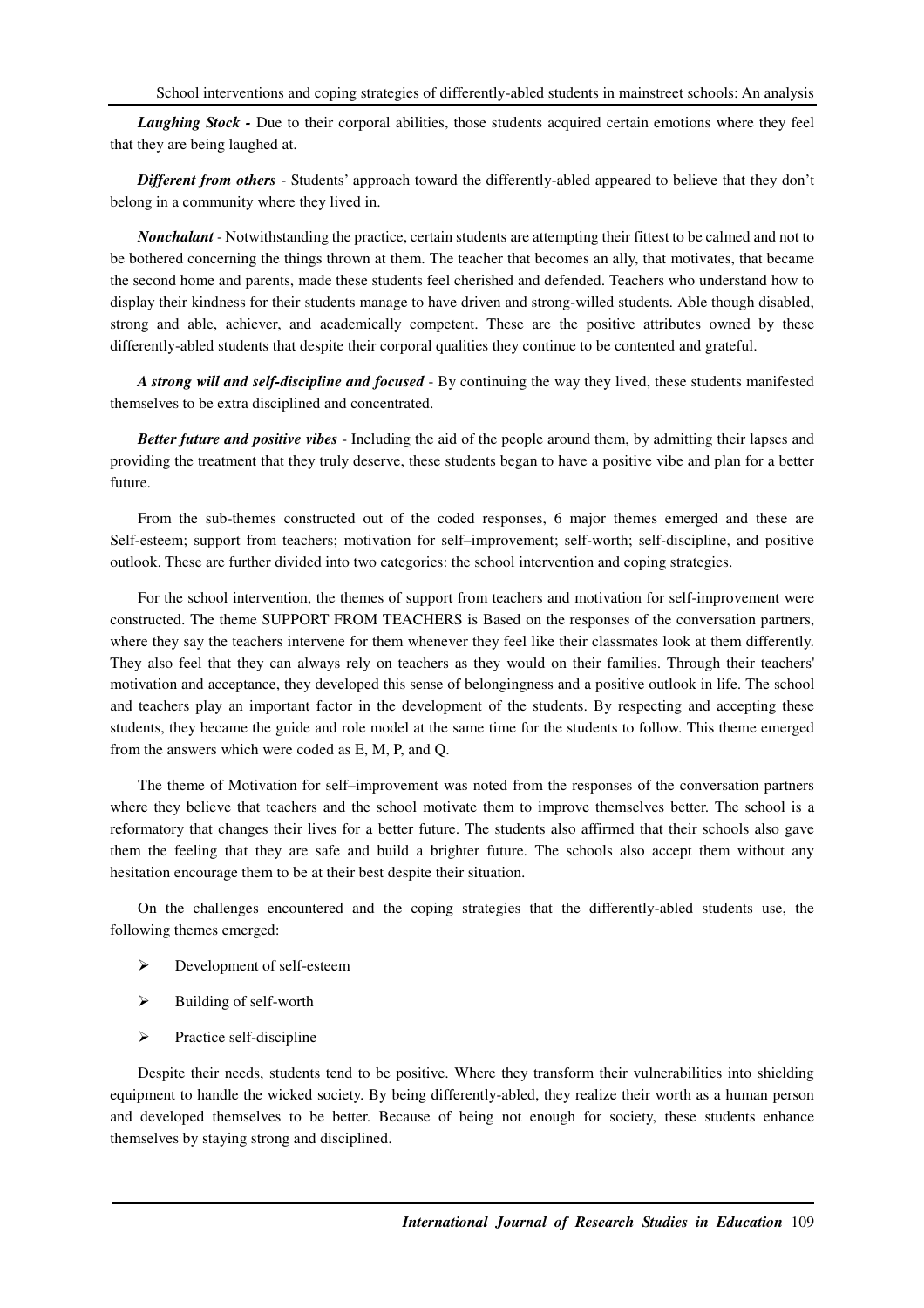***Laughing Stock -*** Due to their corporal abilities, those students acquired certain emotions where they feel that they are being laughed at.

***Different from others*** - Students' approach toward the differently-abled appeared to believe that they don't belong in a community where they lived in.

***Nonchalant*** - Notwithstanding the practice, certain students are attempting their fittest to be calmed and not to be bothered concerning the things thrown at them. The teacher that becomes an ally, that motivates, that became the second home and parents, made these students feel cherished and defended. Teachers who understand how to display their kindness for their students manage to have driven and strong-willed students. Able though disabled, strong and able, achiever, and academically competent. These are the positive attributes owned by these differently-abled students that despite their corporal qualities they continue to be contented and grateful.

***A strong will and self-discipline and focused*** - By continuing the way they lived, these students manifested themselves to be extra disciplined and concentrated.

***Better future and positive vibes*** - Including the aid of the people around them, by admitting their lapses and providing the treatment that they truly deserve, these students began to have a positive vibe and plan for a better future.

From the sub-themes constructed out of the coded responses, 6 major themes emerged and these are Self-esteem; support from teachers; motivation for self–improvement; self-worth; self-discipline, and positive outlook. These are further divided into two categories: the school intervention and coping strategies.

For the school intervention, the themes of support from teachers and motivation for self-improvement were constructed. The theme SUPPORT FROM TEACHERS is Based on the responses of the conversation partners, where they say the teachers intervene for them whenever they feel like their classmates look at them differently. They also feel that they can always rely on teachers as they would on their families. Through their teachers' motivation and acceptance, they developed this sense of belongingness and a positive outlook in life. The school and teachers play an important factor in the development of the students. By respecting and accepting these students, they became the guide and role model at the same time for the students to follow. This theme emerged from the answers which were coded as E, M, P, and Q.

The theme of Motivation for self–improvement was noted from the responses of the conversation partners where they believe that teachers and the school motivate them to improve themselves better. The school is a reformatory that changes their lives for a better future. The students also affirmed that their schools also gave them the feeling that they are safe and build a brighter future. The schools also accept them without any hesitation encourage them to be at their best despite their situation.

On the challenges encountered and the coping strategies that the differently-abled students use, the following themes emerged:

- Development of self-esteem
- Building of self-worth
- Practice self-discipline

Despite their needs, students tend to be positive. Where they transform their vulnerabilities into shielding equipment to handle the wicked society. By being differently-abled, they realize their worth as a human person and developed themselves to be better. Because of being not enough for society, these students enhance themselves by staying strong and disciplined.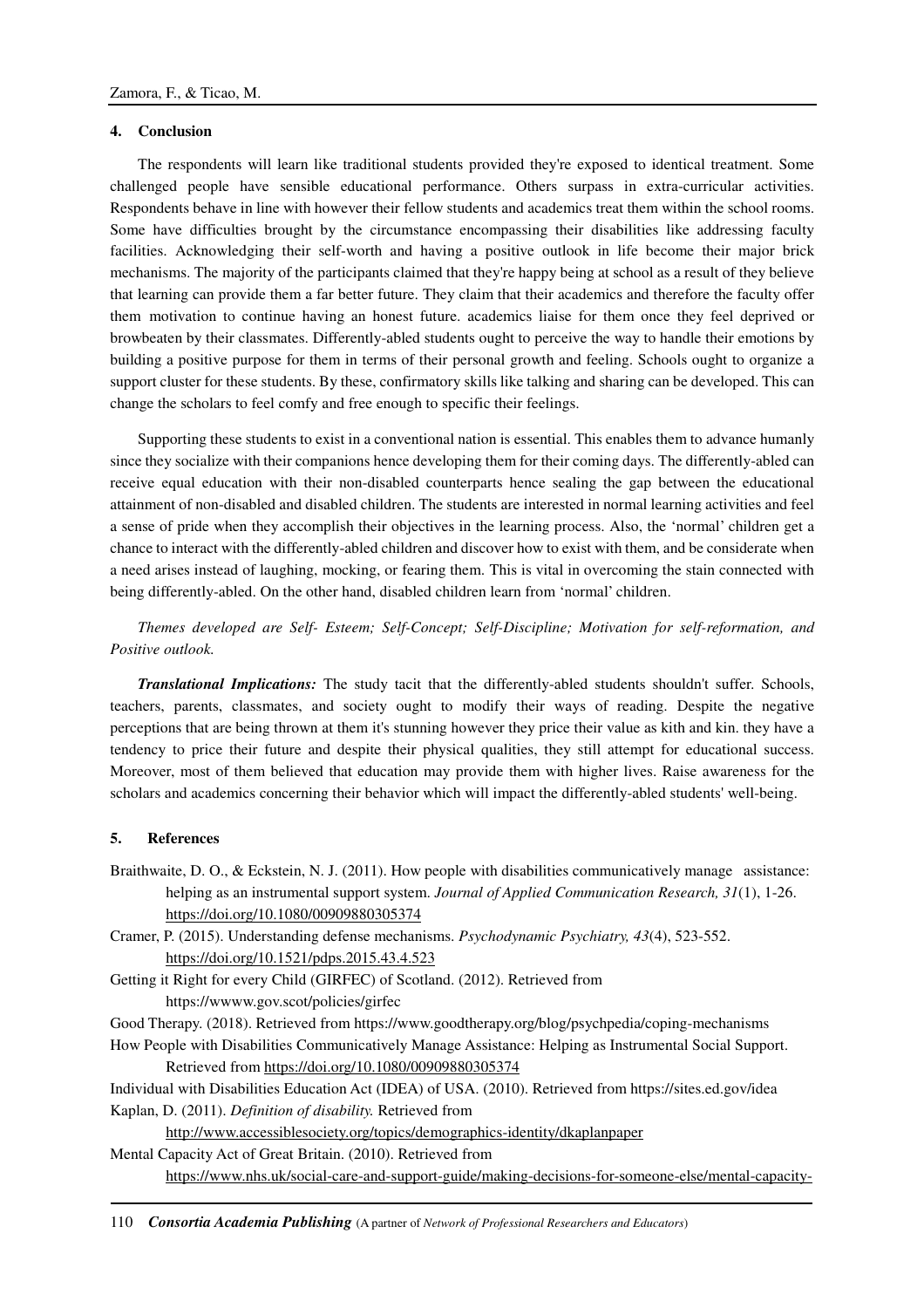## 4. Conclusion

The respondents will learn like traditional students provided they're exposed to identical treatment. Some challenged people have sensible educational performance. Others surpass in extra-curricular activities. Respondents behave in line with however their fellow students and academics treat them within the school rooms. Some have difficulties brought by the circumstance encompassing their disabilities like addressing faculty facilities. Acknowledging their self-worth and having a positive outlook in life become their major brick mechanisms. The majority of the participants claimed that they're happy being at school as a result of they believe that learning can provide them a far better future. They claim that their academics and therefore the faculty offer them motivation to continue having an honest future. academics liaise for them once they feel deprived or browbeaten by their classmates. Differently-abled students ought to perceive the way to handle their emotions by building a positive purpose for them in terms of their personal growth and feeling. Schools ought to organize a support cluster for these students. By these, confirmatory skills like talking and sharing can be developed. This can change the scholars to feel comfy and free enough to specific their feelings.

Supporting these students to exist in a conventional nation is essential. This enables them to advance humanly since they socialize with their companions hence developing them for their coming days. The differently-abled can receive equal education with their non-disabled counterparts hence sealing the gap between the educational attainment of non-disabled and disabled children. The students are interested in normal learning activities and feel a sense of pride when they accomplish their objectives in the learning process. Also, the 'normal' children get a chance to interact with the differently-abled children and discover how to exist with them, and be considerate when a need arises instead of laughing, mocking, or fearing them. This is vital in overcoming the stain connected with being differently-abled. On the other hand, disabled children learn from 'normal' children.

*Themes developed are Self- Esteem; Self-Concept; Self-Discipline; Motivation for self-reformation, and Positive outlook.*

***Translational Implications:*** The study tacit that the differently-abled students shouldn't suffer. Schools, teachers, parents, classmates, and society ought to modify their ways of reading. Despite the negative perceptions that are being thrown at them it's stunning however they price their value as kith and kin. they have a tendency to price their future and despite their physical qualities, they still attempt for educational success. Moreover, most of them believed that education may provide them with higher lives. Raise awareness for the scholars and academics concerning their behavior which will impact the differently-abled students' well-being.

## 5. References

Braithwaite, D. O., & Eckstein, N. J. (2011). How people with disabilities communicatively manage assistance: helping as an instrumental support system. *Journal of Applied Communication Research, 31*(1), 1-26. https://doi.org/10.1080/00909880305374

Cramer, P. (2015). Understanding defense mechanisms. *Psychodynamic Psychiatry, 43*(4), 523-552. https://doi.org/10.1521/pdps.2015.43.4.523

Getting it Right for every Child (GIRFEC) of Scotland. (2012). Retrieved from https://wwww.gov.scot/policies/girfec

Good Therapy. (2018). Retrieved from https://www.goodtherapy.org/blog/psychpedia/coping-mechanisms

How People with Disabilities Communicatively Manage Assistance: Helping as Instrumental Social Support. Retrieved from https://doi.org/10.1080/00909880305374

Individual with Disabilities Education Act (IDEA) of USA. (2010). Retrieved from https://sites.ed.gov/idea

Kaplan, D. (2011). *Definition of disability.* Retrieved from http://www.accessiblesociety.org/topics/demographics-identity/dkaplanpaper

Mental Capacity Act of Great Britain. (2010). Retrieved from https://www.nhs.uk/social-care-and-support-guide/making-decisions-for-someone-else/mental-capacity-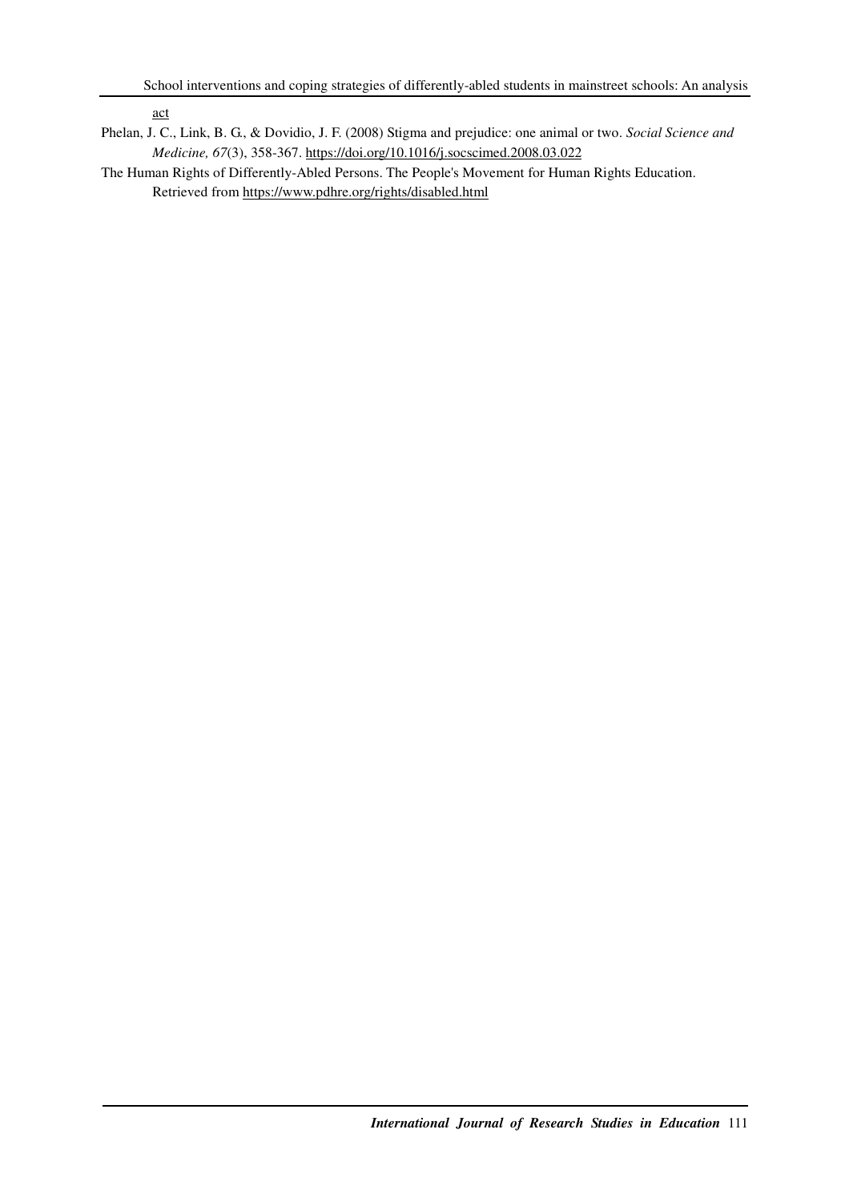act

Phelan, J. C., Link, B. G., & Dovidio, J. F. (2008) Stigma and prejudice: one animal or two. *Social Science and Medicine, 67*(3), 358-367. https://doi.org/10.1016/j.socscimed.2008.03.022

The Human Rights of Differently-Abled Persons. The People's Movement for Human Rights Education. Retrieved from https://www.pdhre.org/rights/disabled.html